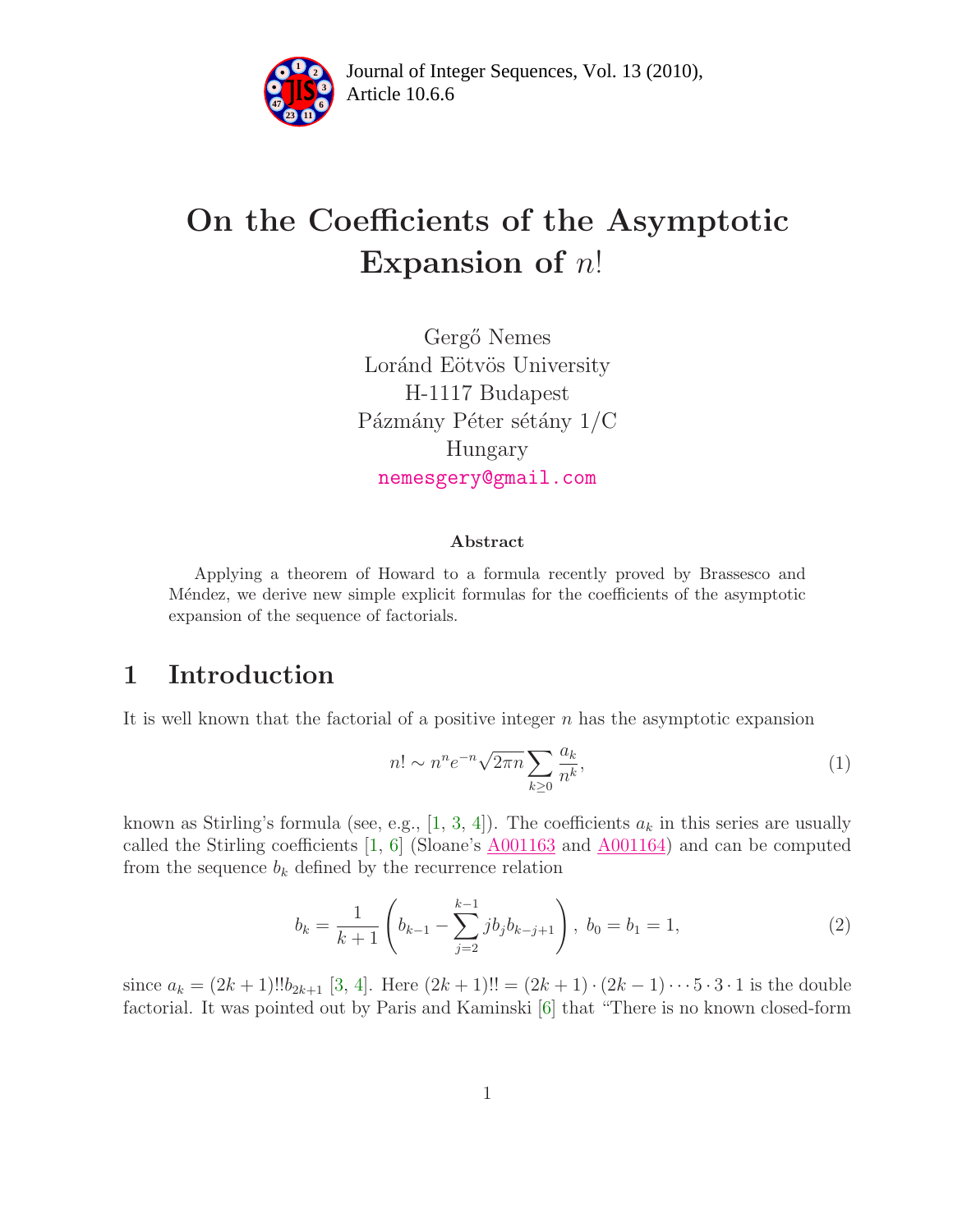# On the Coefficients of the Asymptotic Expansion of $n!$

Gergő Nemes
Loránd Eötvös University
H-1117 Budapest
Pázmány Péter sétány 1/C
Hungary
nemesgery@gmail.com

### Abstract

Applying a theorem of Howard to a formula recently proved by Brassesco and Méndez, we derive new simple explicit formulas for the coefficients of the asymptotic expansion of the sequence of factorials.

## 1 Introduction

It is well known that the factorial of a positive integer $n$ has the asymptotic expansion

$$n! \sim n^n e^{-n} \sqrt{2\pi n} \sum_{k\geq 0} \frac{a_k}{n^k}, \tag{1}$$

known as Stirling's formula (see, e.g., [1, 3, 4]). The coefficients $a_k$ in this series are usually called the Stirling coefficients [1, 6] (Sloane's A001163 and A001164) and can be computed from the sequence $b_k$ defined by the recurrence relation

$$b_k = \frac{1}{k+1}\left(b_{k-1} - \sum_{j=2}^{k-1} j b_j b_{k-j+1}\right),\ b_0 = b_1 = 1, \tag{2}$$

since $a_k = (2k+1)!!b_{2k+1}$ [3, 4]. Here $(2k+1)!! = (2k+1)\cdot(2k-1)\cdots 5\cdot 3\cdot 1$ is the double factorial. It was pointed out by Paris and Kaminski [6] that "There is no known closed-form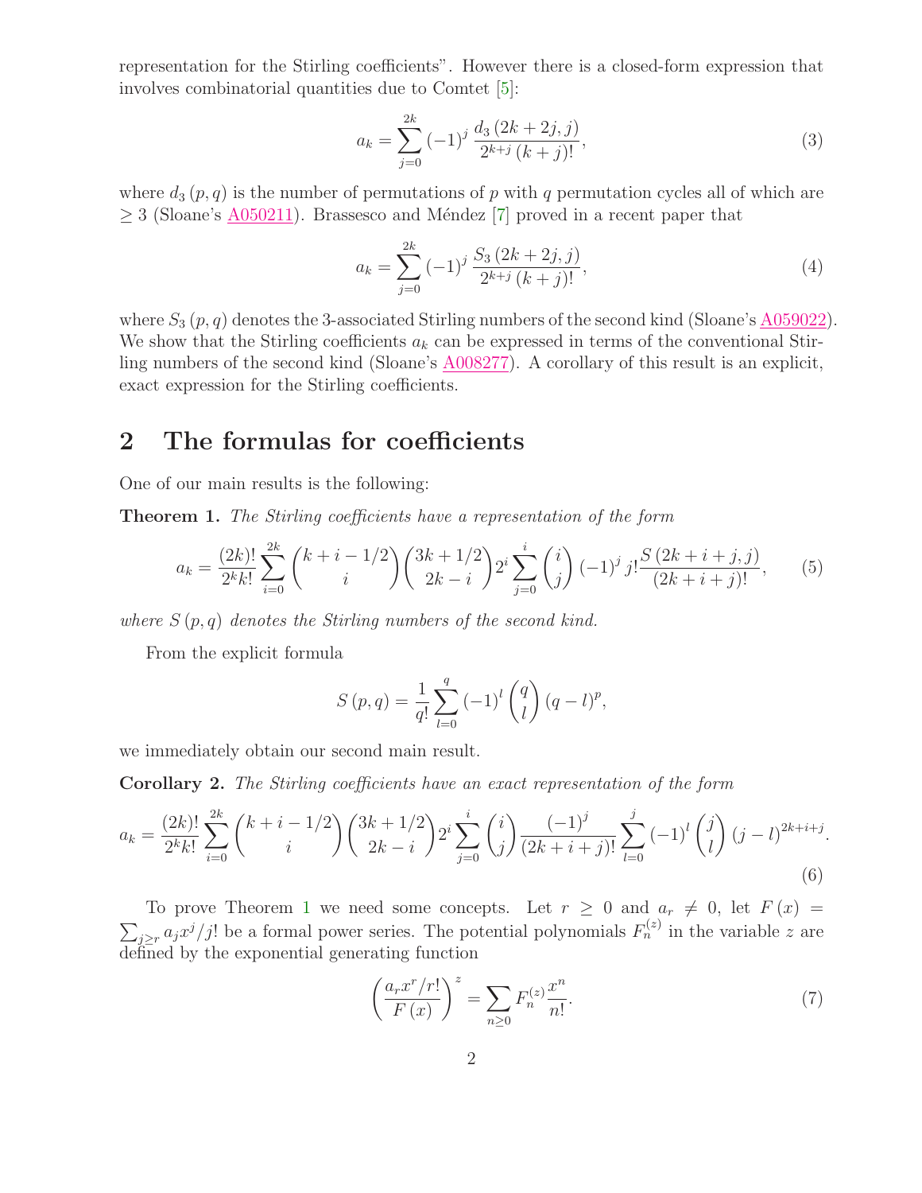representation for the Stirling coefficients". However there is a closed-form expression that involves combinatorial quantities due to Comtet [5]:

$$a_k = \sum_{j=0}^{2k} (-1)^j \frac{d_3(2k+2j, j)}{2^{k+j}(k+j)!}, \tag{3}$$

where $d_3(p, q)$ is the number of permutations of $p$ with $q$ permutation cycles all of which are $\geq 3$ (Sloane's A050211). Brassesco and Méndez [7] proved in a recent paper that

$$a_k = \sum_{j=0}^{2k} (-1)^j \frac{S_3(2k+2j, j)}{2^{k+j}(k+j)!}, \tag{4}$$

where $S_3(p, q)$ denotes the 3-associated Stirling numbers of the second kind (Sloane's A059022). We show that the Stirling coefficients $a_k$ can be expressed in terms of the conventional Stirling numbers of the second kind (Sloane's A008277). A corollary of this result is an explicit, exact expression for the Stirling coefficients.

## 2 The formulas for coefficients

One of our main results is the following:

**Theorem 1.** *The Stirling coefficients have a representation of the form*

$$a_k = \frac{(2k)!}{2^k k!} \sum_{i=0}^{2k} \binom{k+i-1/2}{i} \binom{3k+1/2}{2k-i} 2^i \sum_{j=0}^{i} \binom{i}{j} (-1)^j j! \frac{S(2k+i+j, j)}{(2k+i+j)!}, \tag{5}$$

*where $S(p, q)$ denotes the Stirling numbers of the second kind.*

From the explicit formula

$$S(p, q) = \frac{1}{q!} \sum_{l=0}^{q} (-1)^l \binom{q}{l} (q-l)^p,$$

we immediately obtain our second main result.

**Corollary 2.** *The Stirling coefficients have an exact representation of the form*

$$a_k = \frac{(2k)!}{2^k k!} \sum_{i=0}^{2k} \binom{k+i-1/2}{i} \binom{3k+1/2}{2k-i} 2^i \sum_{j=0}^{i} \binom{i}{j} \frac{(-1)^j}{(2k+i+j)!} \sum_{l=0}^{j} (-1)^l \binom{j}{l} (j-l)^{2k+i+j}. \tag{6}$$

To prove Theorem 1 we need some concepts. Let $r \geq 0$ and $a_r \neq 0$, let $F(x) = \sum_{j \geq r} a_j x^j / j!$ be a formal power series. The potential polynomials $F_n^{(z)}$ in the variable $z$ are defined by the exponential generating function

$$\left( \frac{a_r x^r / r!}{F(x)} \right)^z = \sum_{n \geq 0} F_n^{(z)} \frac{x^n}{n!}. \tag{7}$$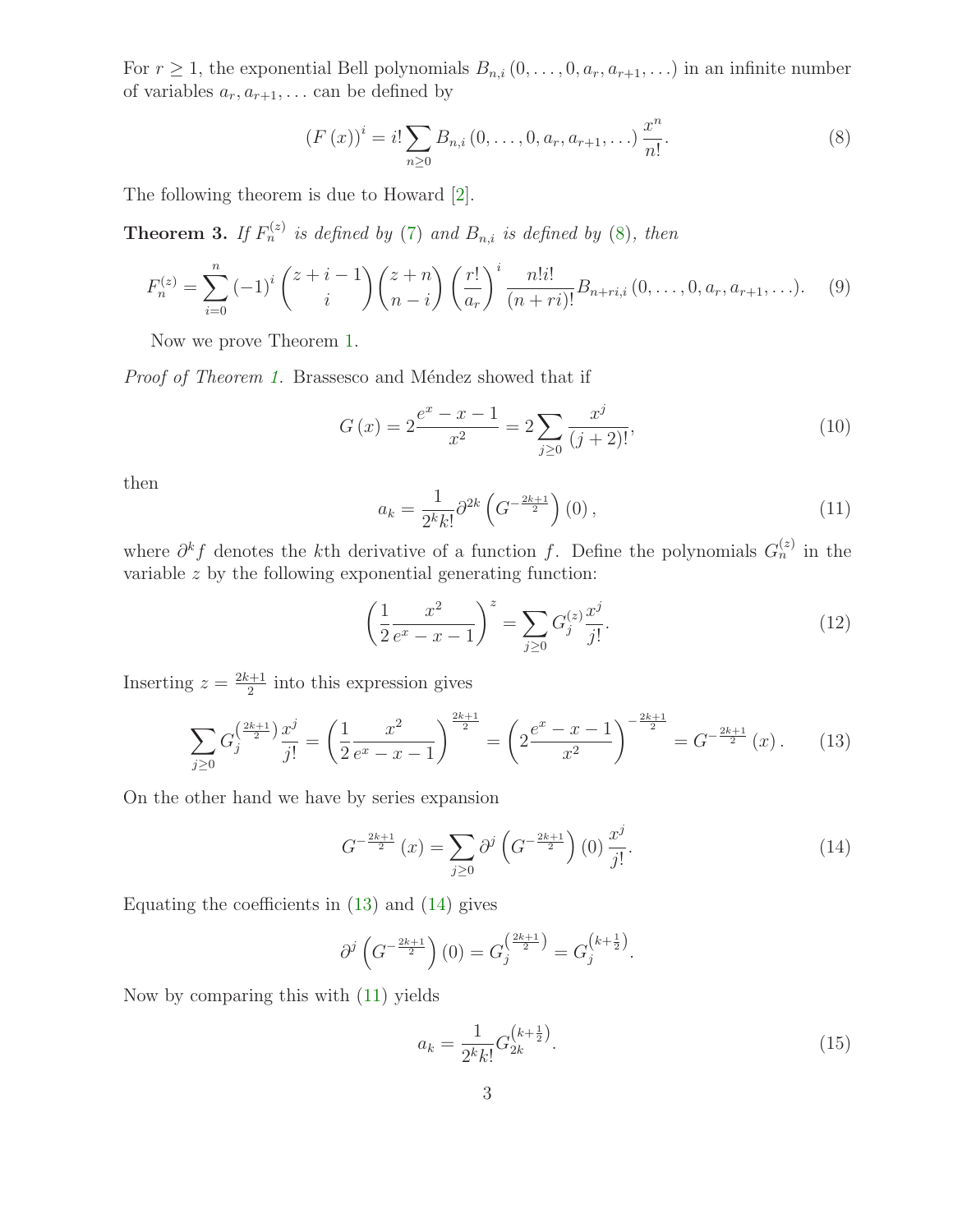For $r \geq 1$, the exponential Bell polynomials $B_{n,i}(0,\ldots,0,a_r,a_{r+1},\ldots)$ in an infinite number of variables $a_r, a_{r+1}, \ldots$ can be defined by

$$(F(x))^i = i! \sum_{n\geq 0} B_{n,i}(0,\ldots,0,a_r,a_{r+1},\ldots)\frac{x^n}{n!}. \tag{8}$$

The following theorem is due to Howard [2].

**Theorem 3.** *If $F_n^{(z)}$ is defined by (7) and $B_{n,i}$ is defined by (8), then*

$$F_n^{(z)} = \sum_{i=0}^{n} (-1)^i \binom{z+i-1}{i}\binom{z+n}{n-i}\left(\frac{r!}{a_r}\right)^i \frac{n!i!}{(n+ri)!} B_{n+ri,i}(0,\ldots,0,a_r,a_{r+1},\ldots). \tag{9}$$

Now we prove Theorem 1.

*Proof of Theorem 1.* Brassesco and Méndez showed that if

$$G(x) = 2\frac{e^x - x - 1}{x^2} = 2\sum_{j\geq 0}\frac{x^j}{(j+2)!}, \tag{10}$$

then

$$a_k = \frac{1}{2^k k!}\partial^{2k}\left(G^{-\frac{2k+1}{2}}\right)(0), \tag{11}$$

where $\partial^k f$ denotes the $k$th derivative of a function $f$. Define the polynomials $G_n^{(z)}$ in the variable $z$ by the following exponential generating function:

$$\left(\frac{1}{2}\frac{x^2}{e^x - x - 1}\right)^z = \sum_{j\geq 0} G_j^{(z)}\frac{x^j}{j!}. \tag{12}$$

Inserting $z = \frac{2k+1}{2}$ into this expression gives

$$\sum_{j\geq 0} G_j^{\left(\frac{2k+1}{2}\right)}\frac{x^j}{j!} = \left(\frac{1}{2}\frac{x^2}{e^x - x - 1}\right)^{\frac{2k+1}{2}} = \left(2\frac{e^x - x - 1}{x^2}\right)^{-\frac{2k+1}{2}} = G^{-\frac{2k+1}{2}}(x). \tag{13}$$

On the other hand we have by series expansion

$$G^{-\frac{2k+1}{2}}(x) = \sum_{j\geq 0}\partial^j\left(G^{-\frac{2k+1}{2}}\right)(0)\frac{x^j}{j!}. \tag{14}$$

Equating the coefficients in (13) and (14) gives

$$\partial^j\left(G^{-\frac{2k+1}{2}}\right)(0) = G_j^{\left(\frac{2k+1}{2}\right)} = G_j^{\left(k+\frac{1}{2}\right)}.$$

Now by comparing this with (11) yields

$$a_k = \frac{1}{2^k k!} G_{2k}^{\left(k+\frac{1}{2}\right)}. \tag{15}$$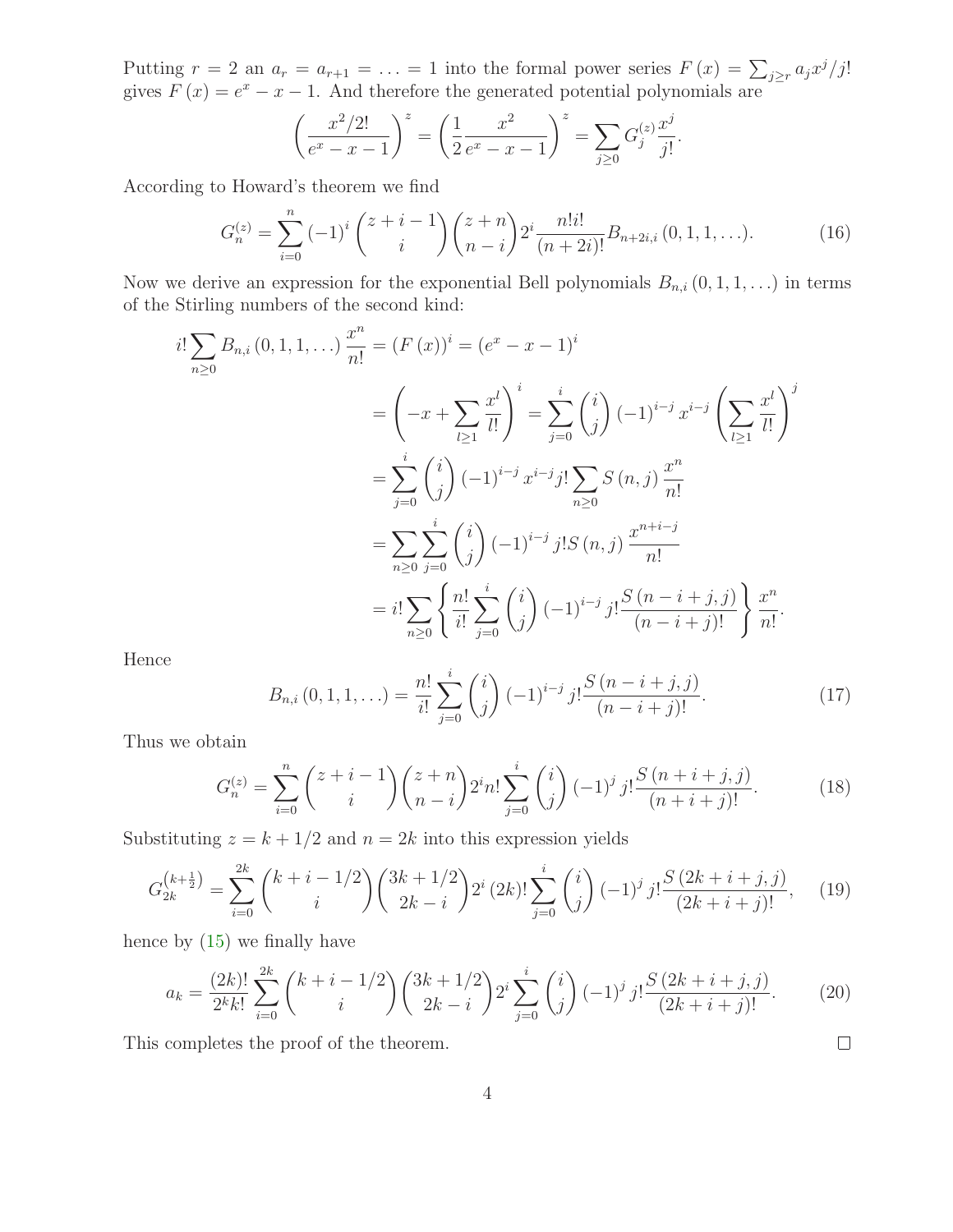Putting $r = 2$ an $a_r = a_{r+1} = \ldots = 1$ into the formal power series $F(x) = \sum_{j \geq r} a_j x^j / j!$ gives $F(x) = e^x - x - 1$. And therefore the generated potential polynomials are

$$\left( \frac{x^2/2!}{e^x - x - 1} \right)^z = \left( \frac{1}{2} \frac{x^2}{e^x - x - 1} \right)^z = \sum_{j \geq 0} G_j^{(z)} \frac{x^j}{j!}.$$

According to Howard's theorem we find

$$G_n^{(z)} = \sum_{i=0}^{n} (-1)^i \binom{z+i-1}{i} \binom{z+n}{n-i} 2^i \frac{n! i!}{(n+2i)!} B_{n+2i,i}(0,1,1,\ldots). \tag{16}$$

Now we derive an expression for the exponential Bell polynomials $B_{n,i}(0,1,1,\ldots)$ in terms of the Stirling numbers of the second kind:

$$\begin{aligned}
i! \sum_{n \geq 0} B_{n,i}(0,1,1,\ldots) \frac{x^n}{n!} &= (F(x))^i = (e^x - x - 1)^i \\
&= \left( -x + \sum_{l \geq 1} \frac{x^l}{l!} \right)^i = \sum_{j=0}^{i} \binom{i}{j} (-1)^{i-j} x^{i-j} \left( \sum_{l \geq 1} \frac{x^l}{l!} \right)^j \\
&= \sum_{j=0}^{i} \binom{i}{j} (-1)^{i-j} x^{i-j} j! \sum_{n \geq 0} S(n,j) \frac{x^n}{n!} \\
&= \sum_{n \geq 0} \sum_{j=0}^{i} \binom{i}{j} (-1)^{i-j} j! S(n,j) \frac{x^{n+i-j}}{n!} \\
&= i! \sum_{n \geq 0} \left\{ \frac{n!}{i!} \sum_{j=0}^{i} \binom{i}{j} (-1)^{i-j} j! \frac{S(n-i+j,j)}{(n-i+j)!} \right\} \frac{x^n}{n!}.
\end{aligned}$$

Hence

$$B_{n,i}(0,1,1,\ldots) = \frac{n!}{i!} \sum_{j=0}^{i} \binom{i}{j} (-1)^{i-j} j! \frac{S(n-i+j,j)}{(n-i+j)!}. \tag{17}$$

Thus we obtain

$$G_n^{(z)} = \sum_{i=0}^{n} \binom{z+i-1}{i} \binom{z+n}{n-i} 2^i n! \sum_{j=0}^{i} \binom{i}{j} (-1)^j j! \frac{S(n+i+j,j)}{(n+i+j)!}. \tag{18}$$

Substituting $z = k + 1/2$ and $n = 2k$ into this expression yields

$$G_{2k}^{\left(k+\frac{1}{2}\right)} = \sum_{i=0}^{2k} \binom{k+i-1/2}{i} \binom{3k+1/2}{2k-i} 2^i (2k)! \sum_{j=0}^{i} \binom{i}{j} (-1)^j j! \frac{S(2k+i+j,j)}{(2k+i+j)!}, \tag{19}$$

hence by (15) we finally have

$$a_k = \frac{(2k)!}{2^k k!} \sum_{i=0}^{2k} \binom{k+i-1/2}{i} \binom{3k+1/2}{2k-i} 2^i \sum_{j=0}^{i} \binom{i}{j} (-1)^j j! \frac{S(2k+i+j,j)}{(2k+i+j)!}. \tag{20}$$

This completes the proof of the theorem. □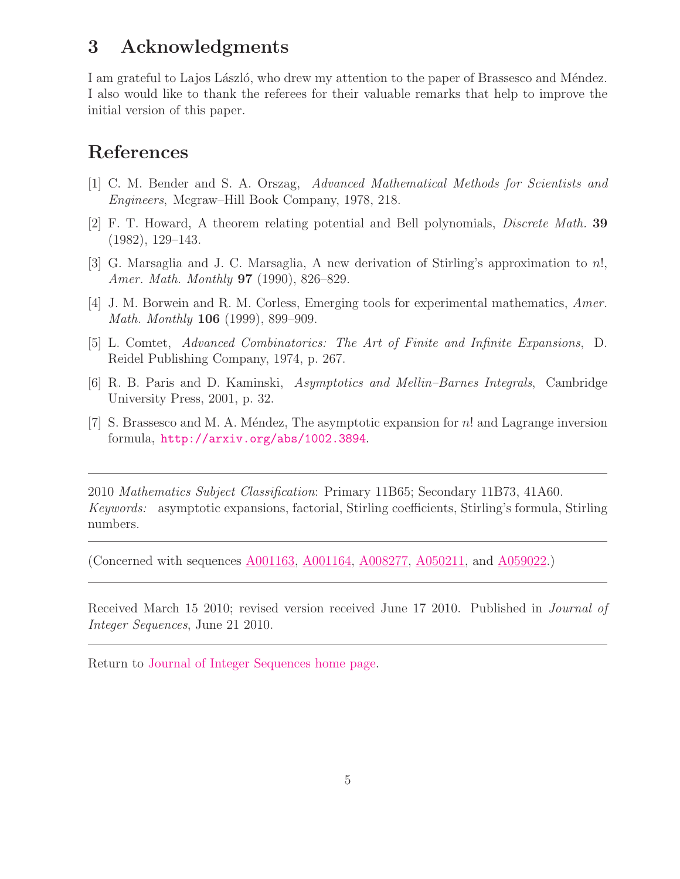## 3 Acknowledgments

I am grateful to Lajos László, who drew my attention to the paper of Brassesco and Méndez. I also would like to thank the referees for their valuable remarks that help to improve the initial version of this paper.

## References

[1] C. M. Bender and S. A. Orszag, *Advanced Mathematical Methods for Scientists and Engineers*, Mcgraw–Hill Book Company, 1978, 218.

[2] F. T. Howard, A theorem relating potential and Bell polynomials, *Discrete Math.* **39** (1982), 129–143.

[3] G. Marsaglia and J. C. Marsaglia, A new derivation of Stirling's approximation to $n!$, *Amer. Math. Monthly* **97** (1990), 826–829.

[4] J. M. Borwein and R. M. Corless, Emerging tools for experimental mathematics, *Amer. Math. Monthly* **106** (1999), 899–909.

[5] L. Comtet, *Advanced Combinatorics: The Art of Finite and Infinite Expansions*, D. Reidel Publishing Company, 1974, p. 267.

[6] R. B. Paris and D. Kaminski, *Asymptotics and Mellin–Barnes Integrals*, Cambridge University Press, 2001, p. 32.

[7] S. Brassesco and M. A. Méndez, The asymptotic expansion for $n!$ and Lagrange inversion formula, http://arxiv.org/abs/1002.3894.

---

2010 *Mathematics Subject Classification*: Primary 11B65; Secondary 11B73, 41A60.
*Keywords:* asymptotic expansions, factorial, Stirling coefficients, Stirling's formula, Stirling numbers.

---

(Concerned with sequences A001163, A001164, A008277, A050211, and A059022.)

---

Received March 15 2010; revised version received June 17 2010. Published in *Journal of Integer Sequences*, June 21 2010.

---

Return to Journal of Integer Sequences home page.